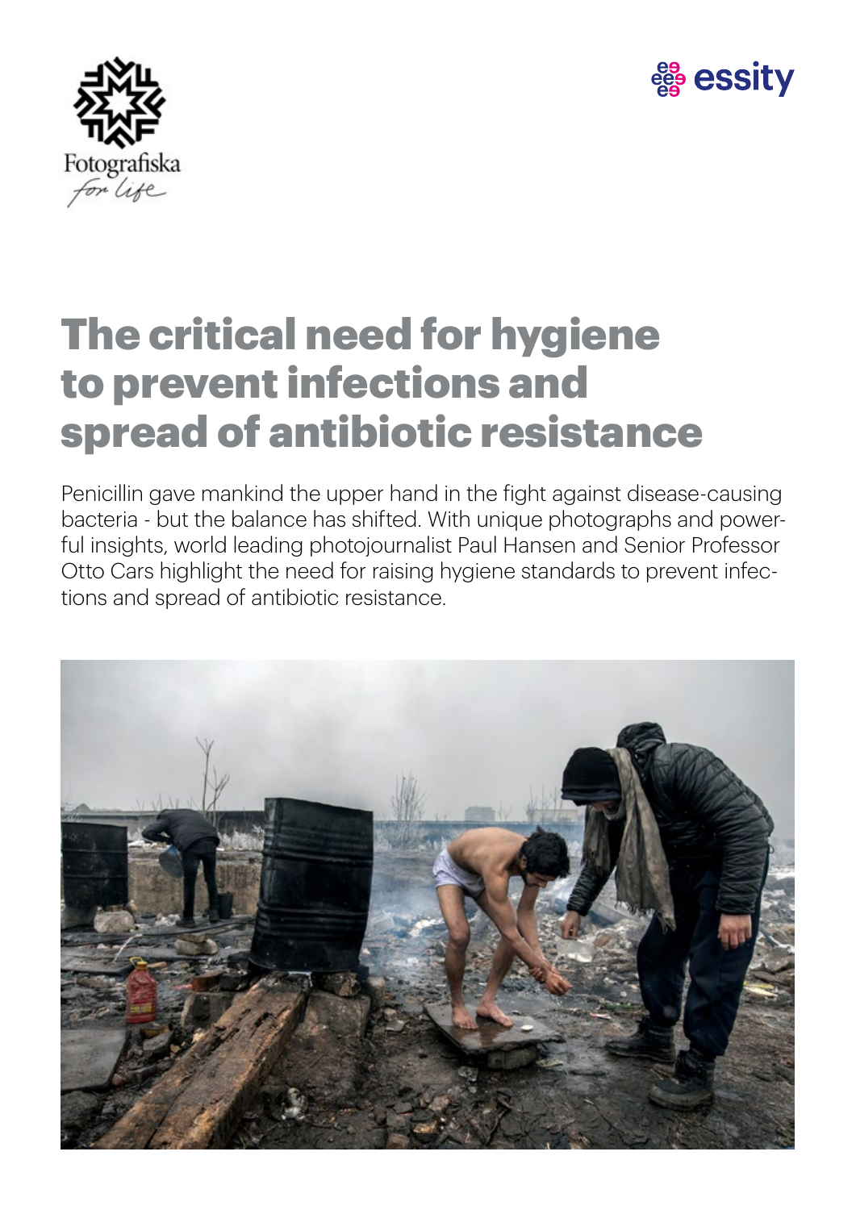# The critical need for hygiene to prevent infections and spread of antibiotic resistance

Penicillin gave mankind the upper hand in the fight against disease-causing bacteria - but the balance has shifted. With unique photographs and powerful insights, world leading photojournalist Paul Hansen and Senior Professor Otto Cars highlight the need for raising hygiene standards to prevent infections and spread of antibiotic resistance.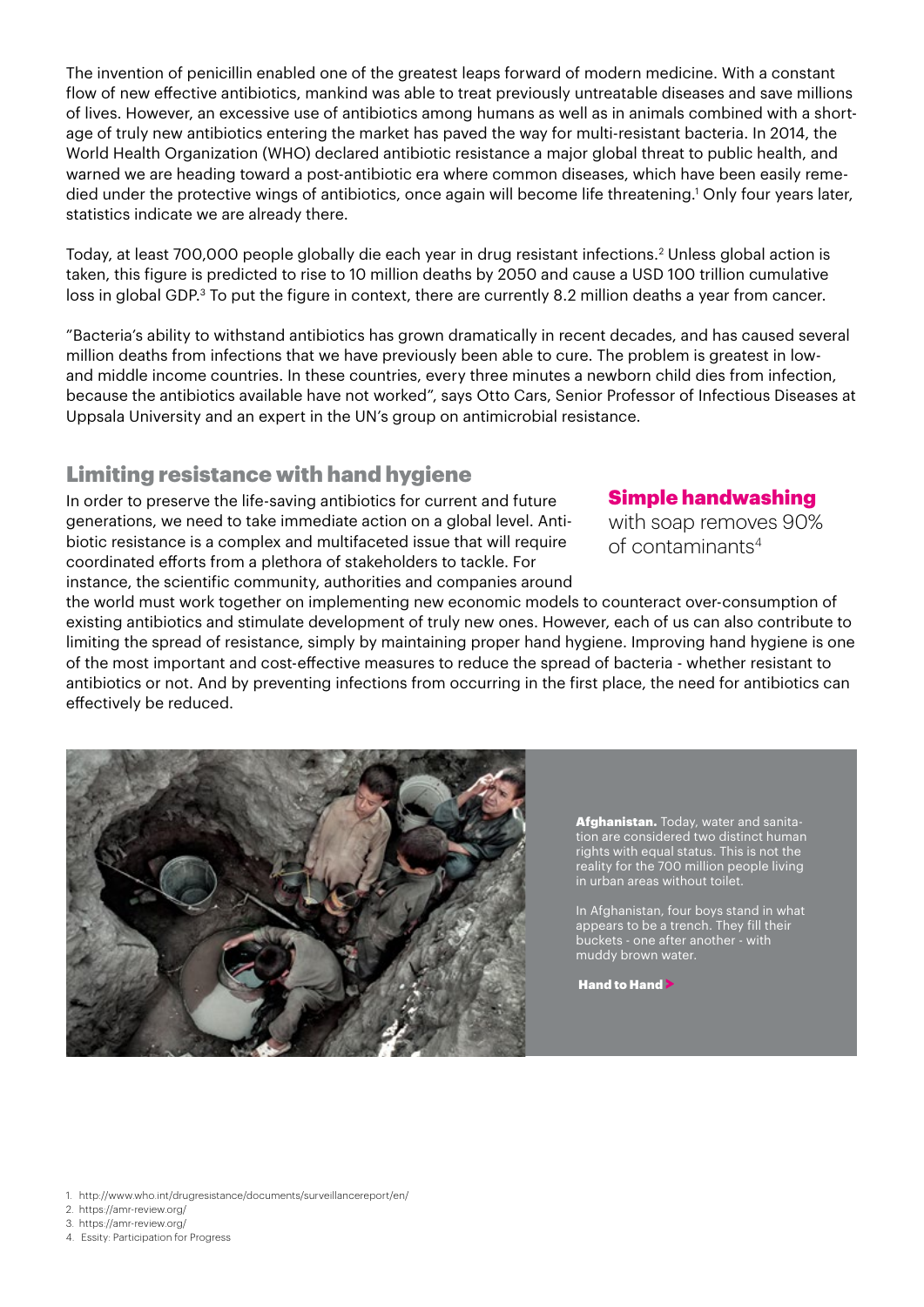The invention of penicillin enabled one of the greatest leaps forward of modern medicine. With a constant flow of new effective antibiotics, mankind was able to treat previously untreatable diseases and save millions of lives. However, an excessive use of antibiotics among humans as well as in animals combined with a shortage of truly new antibiotics entering the market has paved the way for multi-resistant bacteria. In 2014, the World Health Organization (WHO) declared antibiotic resistance a major global threat to public health, and warned we are heading toward a post-antibiotic era where common diseases, which have been easily remedied under the protective wings of antibiotics, once again will become life threatening.[1] Only four years later, statistics indicate we are already there.

Today, at least 700,000 people globally die each year in drug resistant infections.[2] Unless global action is taken, this figure is predicted to rise to 10 million deaths by 2050 and cause a USD 100 trillion cumulative loss in global GDP.[3] To put the figure in context, there are currently 8.2 million deaths a year from cancer.

"Bacteria's ability to withstand antibiotics has grown dramatically in recent decades, and has caused several million deaths from infections that we have previously been able to cure. The problem is greatest in low- and middle income countries. In these countries, every three minutes a newborn child dies from infection, because the antibiotics available have not worked", says Otto Cars, Senior Professor of Infectious Diseases at Uppsala University and an expert in the UN's group on antimicrobial resistance.

## Limiting resistance with hand hygiene

In order to preserve the life-saving antibiotics for current and future generations, we need to take immediate action on a global level. Antibiotic resistance is a complex and multifaceted issue that will require coordinated efforts from a plethora of stakeholders to tackle. For instance, the scientific community, authorities and companies around the world must work together on implementing new economic models to counteract over-consumption of existing antibiotics and stimulate development of truly new ones. However, each of us can also contribute to limiting the spread of resistance, simply by maintaining proper hand hygiene. Improving hand hygiene is one of the most important and cost-effective measures to reduce the spread of bacteria - whether resistant to antibiotics or not. And by preventing infections from occurring in the first place, the need for antibiotics can effectively be reduced.

**Simple handwashing** with soap removes 90% of contaminants[4]

**Afghanistan.** Today, water and sanitation are considered two distinct human rights with equal status. This is not the reality for the 700 million people living in urban areas without toilet.

In Afghanistan, four boys stand in what appears to be a trench. They fill their buckets - one after another - with muddy brown water.

**Hand to Hand**

1. http://www.who.int/drugresistance/documents/surveillancereport/en/
2. https://amr-review.org/
3. https://amr-review.org/
4. Essity: Participation for Progress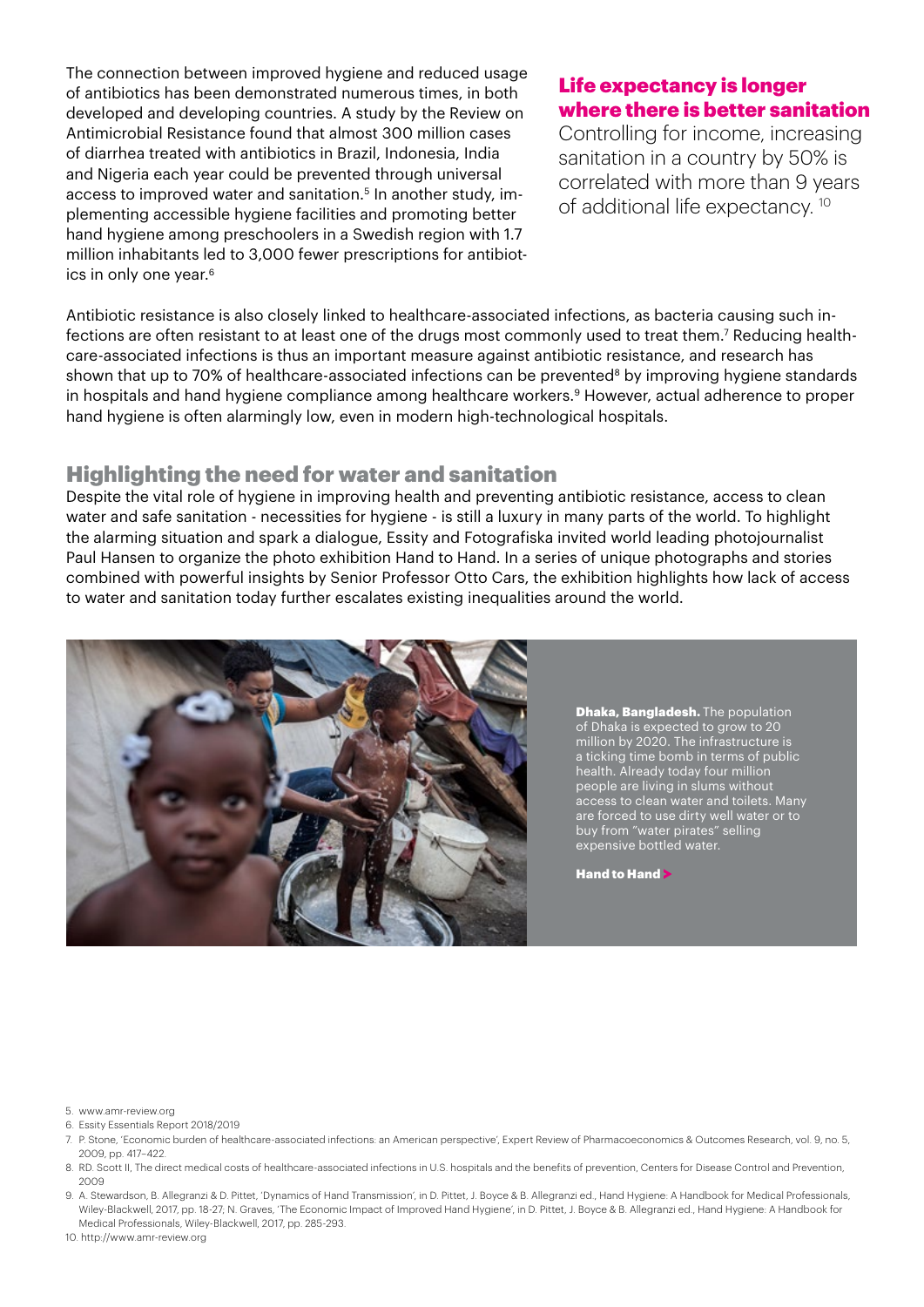The connection between improved hygiene and reduced usage of antibiotics has been demonstrated numerous times, in both developed and developing countries. A study by the Review on Antimicrobial Resistance found that almost 300 million cases of diarrhea treated with antibiotics in Brazil, Indonesia, India and Nigeria each year could be prevented through universal access to improved water and sanitation.[5] In another study, implementing accessible hygiene facilities and promoting better hand hygiene among preschoolers in a Swedish region with 1.7 million inhabitants led to 3,000 fewer prescriptions for antibiotics in only one year.[6]

### Life expectancy is longer where there is better sanitation

Controlling for income, increasing sanitation in a country by 50% is correlated with more than 9 years of additional life expectancy.[10]

Antibiotic resistance is also closely linked to healthcare-associated infections, as bacteria causing such infections are often resistant to at least one of the drugs most commonly used to treat them.[7] Reducing healthcare-associated infections is thus an important measure against antibiotic resistance, and research has shown that up to 70% of healthcare-associated infections can be prevented[8] by improving hygiene standards in hospitals and hand hygiene compliance among healthcare workers.[9] However, actual adherence to proper hand hygiene is often alarmingly low, even in modern high-technological hospitals.

## Highlighting the need for water and sanitation

Despite the vital role of hygiene in improving health and preventing antibiotic resistance, access to clean water and safe sanitation - necessities for hygiene - is still a luxury in many parts of the world. To highlight the alarming situation and spark a dialogue, Essity and Fotografiska invited world leading photojournalist Paul Hansen to organize the photo exhibition Hand to Hand. In a series of unique photographs and stories combined with powerful insights by Senior Professor Otto Cars, the exhibition highlights how lack of access to water and sanitation today further escalates existing inequalities around the world.

**Dhaka, Bangladesh.** The population of Dhaka is expected to grow to 20 million by 2020. The infrastructure is a ticking time bomb in terms of public health. Already today four million people are living in slums without access to clean water and toilets. Many are forced to use dirty well water or to buy from "water pirates" selling expensive bottled water.

**Hand to Hand**

5. www.amr-review.org
6. Essity Essentials Report 2018/2019
7. P. Stone, 'Economic burden of healthcare-associated infections: an American perspective', Expert Review of Pharmacoeconomics & Outcomes Research, vol. 9, no. 5, 2009, pp. 417–422.
8. RD. Scott II, The direct medical costs of healthcare-associated infections in U.S. hospitals and the benefits of prevention, Centers for Disease Control and Prevention, 2009
9. A. Stewardson, B. Allegranzi & D. Pittet, 'Dynamics of Hand Transmission', in D. Pittet, J. Boyce & B. Allegranzi ed., Hand Hygiene: A Handbook for Medical Professionals, Wiley-Blackwell, 2017, pp. 18-27; N. Graves, 'The Economic Impact of Improved Hand Hygiene', in D. Pittet, J. Boyce & B. Allegranzi ed., Hand Hygiene: A Handbook for Medical Professionals, Wiley-Blackwell, 2017, pp. 285-293.
10. http://www.amr-review.org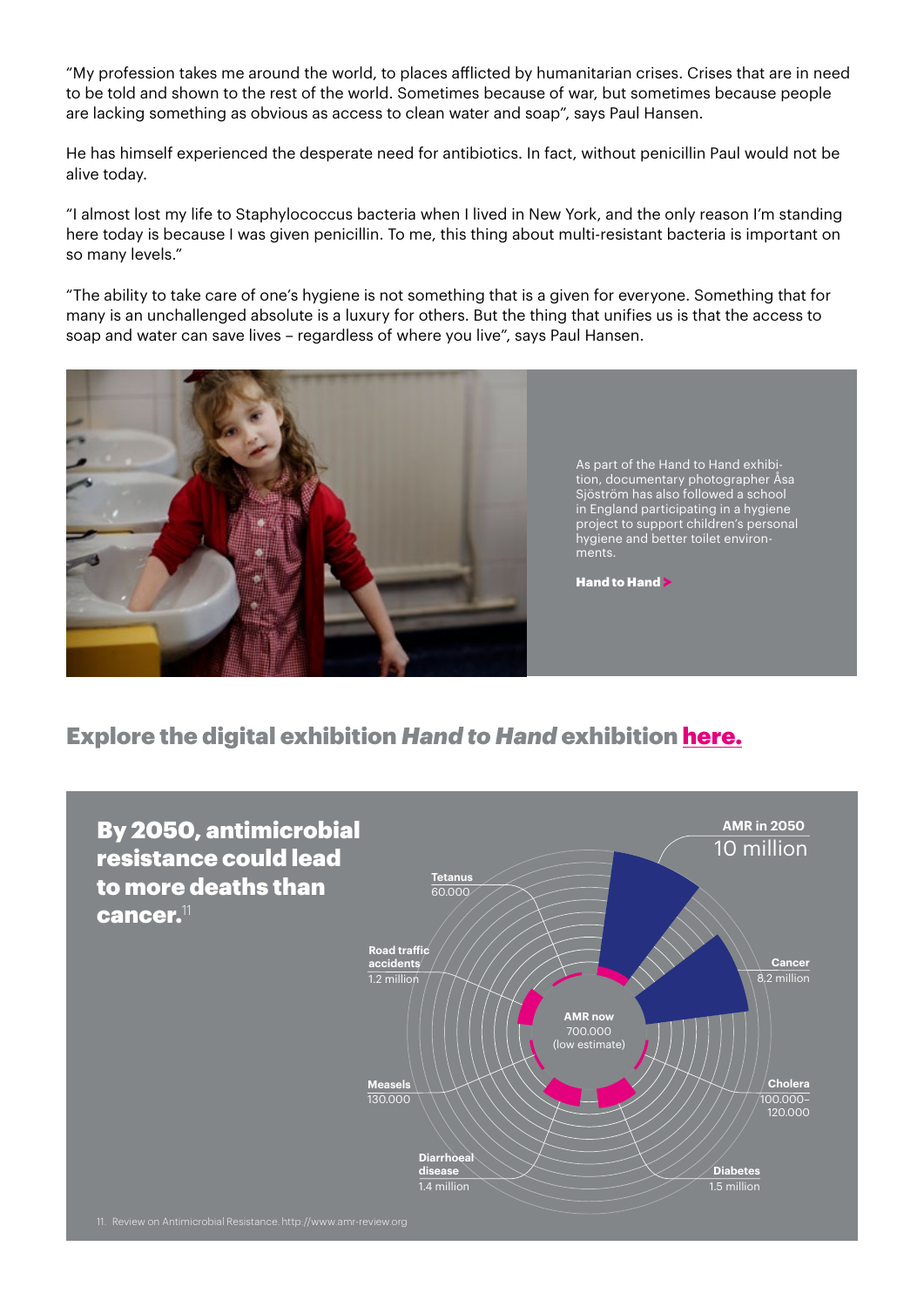"My profession takes me around the world, to places afflicted by humanitarian crises. Crises that are in need to be told and shown to the rest of the world. Sometimes because of war, but sometimes because people are lacking something as obvious as access to clean water and soap", says Paul Hansen.

He has himself experienced the desperate need for antibiotics. In fact, without penicillin Paul would not be alive today.

"I almost lost my life to Staphylococcus bacteria when I lived in New York, and the only reason I'm standing here today is because I was given penicillin. To me, this thing about multi-resistant bacteria is important on so many levels."

"The ability to take care of one's hygiene is not something that is a given for everyone. Something that for many is an unchallenged absolute is a luxury for others. But the thing that unifies us is that the access to soap and water can save lives – regardless of where you live", says Paul Hansen.

As part of the Hand to Hand exhibition, documentary photographer Åsa Sjöström has also followed a school in England participating in a hygiene project to support children's personal hygiene and better toilet environments.

**Hand to Hand >**

## Explore the digital exhibition *Hand to Hand* exhibition here.

**By 2050, antimicrobial resistance could lead to more deaths than cancer.**[11]

**AMR in 2050**
10 million

**Cancer**
8,2 million

**Cholera**
100.000–120.000

**Diabetes**
1.5 million

**Diarrhoeal disease**
1.4 million

**Measels**
130.000

**Road traffic accidents**
1.2 million

**Tetanus**
60.000

**AMR now**
700.000
(low estimate)

11. Review on Antimicrobial Resistance. http://www.amr-review.org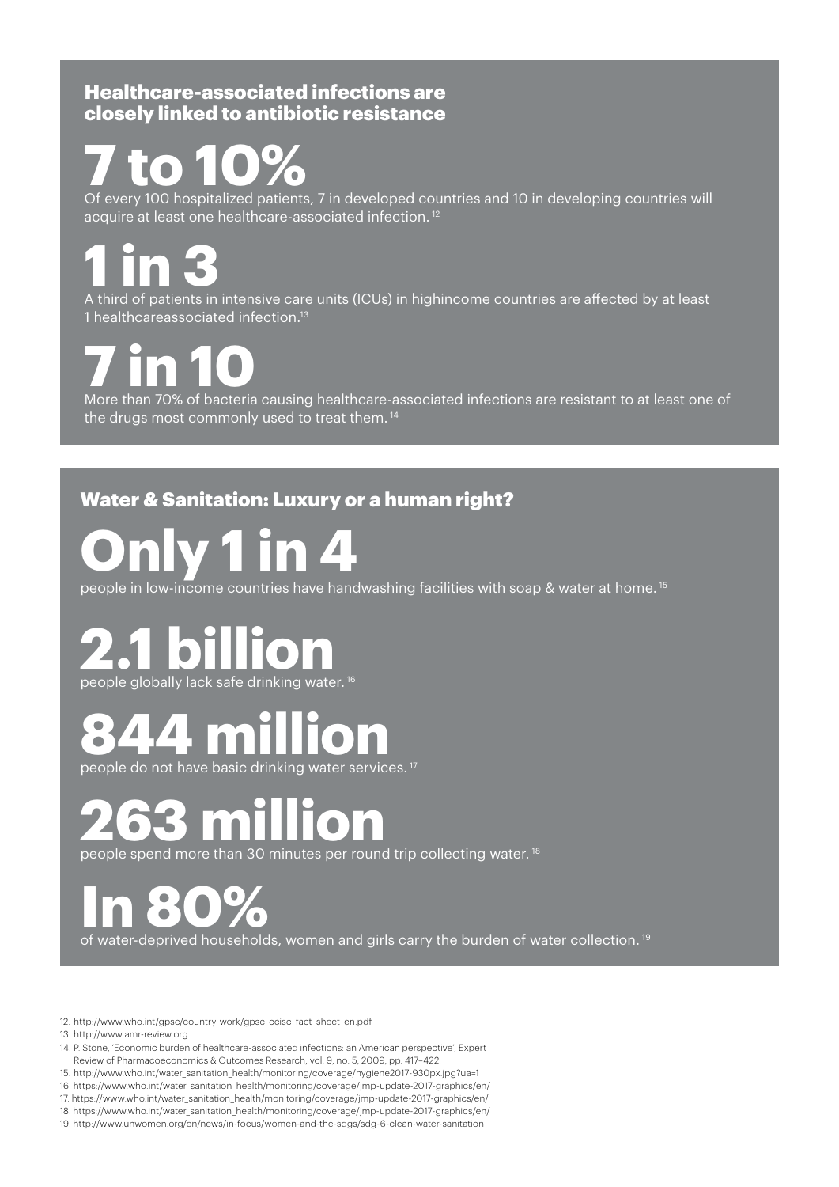## Healthcare-associated infections are closely linked to antibiotic resistance

# 7 to 10%

Of every 100 hospitalized patients, 7 in developed countries and 10 in developing countries will acquire at least one healthcare-associated infection.[12]

# 1 in 3

A third of patients in intensive care units (ICUs) in highincome countries are affected by at least 1 healthcareassociated infection.[13]

# 7 in 10

More than 70% of bacteria causing healthcare-associated infections are resistant to at least one of the drugs most commonly used to treat them.[14]

## Water & Sanitation: Luxury or a human right?

# Only 1 in 4

people in low-income countries have handwashing facilities with soap & water at home.[15]

# 2.1 billion

people globally lack safe drinking water.[16]

# 844 million

people do not have basic drinking water services.[17]

# 263 million

people spend more than 30 minutes per round trip collecting water.[18]

# In 80%

of water-deprived households, women and girls carry the burden of water collection.[19]

12. http://www.who.int/gpsc/country_work/gpsc_ccisc_fact_sheet_en.pdf
13. http://www.amr-review.org
14. P. Stone, 'Economic burden of healthcare-associated infections: an American perspective', Expert Review of Pharmacoeconomics & Outcomes Research, vol. 9, no. 5, 2009, pp. 417–422.
15. http://www.who.int/water_sanitation_health/monitoring/coverage/hygiene2017-930px.jpg?ua=1
16. https://www.who.int/water_sanitation_health/monitoring/coverage/jmp-update-2017-graphics/en/
17. https://www.who.int/water_sanitation_health/monitoring/coverage/jmp-update-2017-graphics/en/
18. https://www.who.int/water_sanitation_health/monitoring/coverage/jmp-update-2017-graphics/en/
19. http://www.unwomen.org/en/news/in-focus/women-and-the-sdgs/sdg-6-clean-water-sanitation